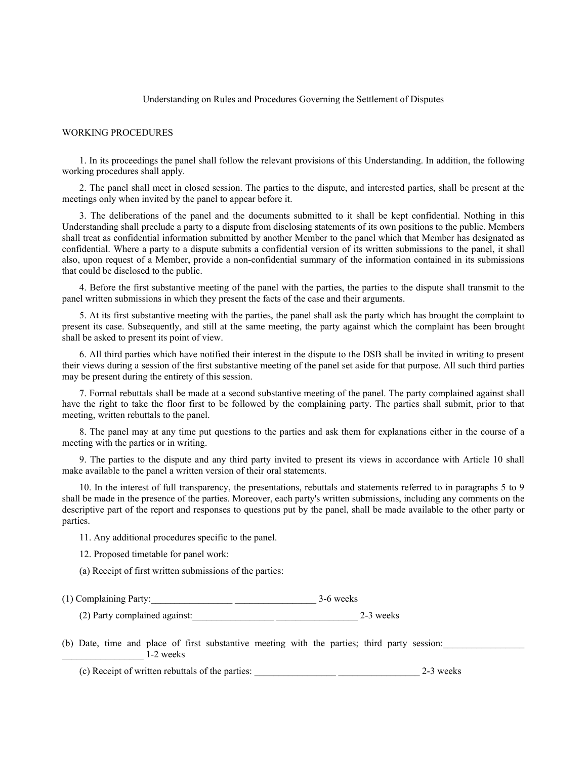Understanding on Rules and Procedures Governing the Settlement of Disputes

## WORKING PROCEDURES

1. In its proceedings the panel shall follow the relevant provisions of this Understanding. In addition, the following working procedures shall apply.

2. The panel shall meet in closed session. The parties to the dispute, and interested parties, shall be present at the meetings only when invited by the panel to appear before it.

3. The deliberations of the panel and the documents submitted to it shall be kept confidential. Nothing in this Understanding shall preclude a party to a dispute from disclosing statements of its own positions to the public. Members shall treat as confidential information submitted by another Member to the panel which that Member has designated as confidential. Where a party to a dispute submits a confidential version of its written submissions to the panel, it shall also, upon request of a Member, provide a non-confidential summary of the information contained in its submissions that could be disclosed to the public.

4. Before the first substantive meeting of the panel with the parties, the parties to the dispute shall transmit to the panel written submissions in which they present the facts of the case and their arguments.

5. At its first substantive meeting with the parties, the panel shall ask the party which has brought the complaint to present its case. Subsequently, and still at the same meeting, the party against which the complaint has been brought shall be asked to present its point of view.

6. All third parties which have notified their interest in the dispute to the DSB shall be invited in writing to present their views during a session of the first substantive meeting of the panel set aside for that purpose. All such third parties may be present during the entirety of this session.

7. Formal rebuttals shall be made at a second substantive meeting of the panel. The party complained against shall have the right to take the floor first to be followed by the complaining party. The parties shall submit, prior to that meeting, written rebuttals to the panel.

8. The panel may at any time put questions to the parties and ask them for explanations either in the course of a meeting with the parties or in writing.

9. The parties to the dispute and any third party invited to present its views in accordance with Article 10 shall make available to the panel a written version of their oral statements.

10. In the interest of full transparency, the presentations, rebuttals and statements referred to in paragraphs 5 to 9 shall be made in the presence of the parties. Moreover, each party's written submissions, including any comments on the descriptive part of the report and responses to questions put by the panel, shall be made available to the other party or parties.

11. Any additional procedures specific to the panel.

12. Proposed timetable for panel work:

(a) Receipt of first written submissions of the parties:

(1) Complaining Party:_________________ _________________ 3-6 weeks

(2) Party complained against:_________________ _________________ 2-3 weeks

(b) Date, time and place of first substantive meeting with the parties; third party session:_________________ _________________ 1-2 weeks

(c) Receipt of written rebuttals of the parties: _________________ _________________ 2-3 weeks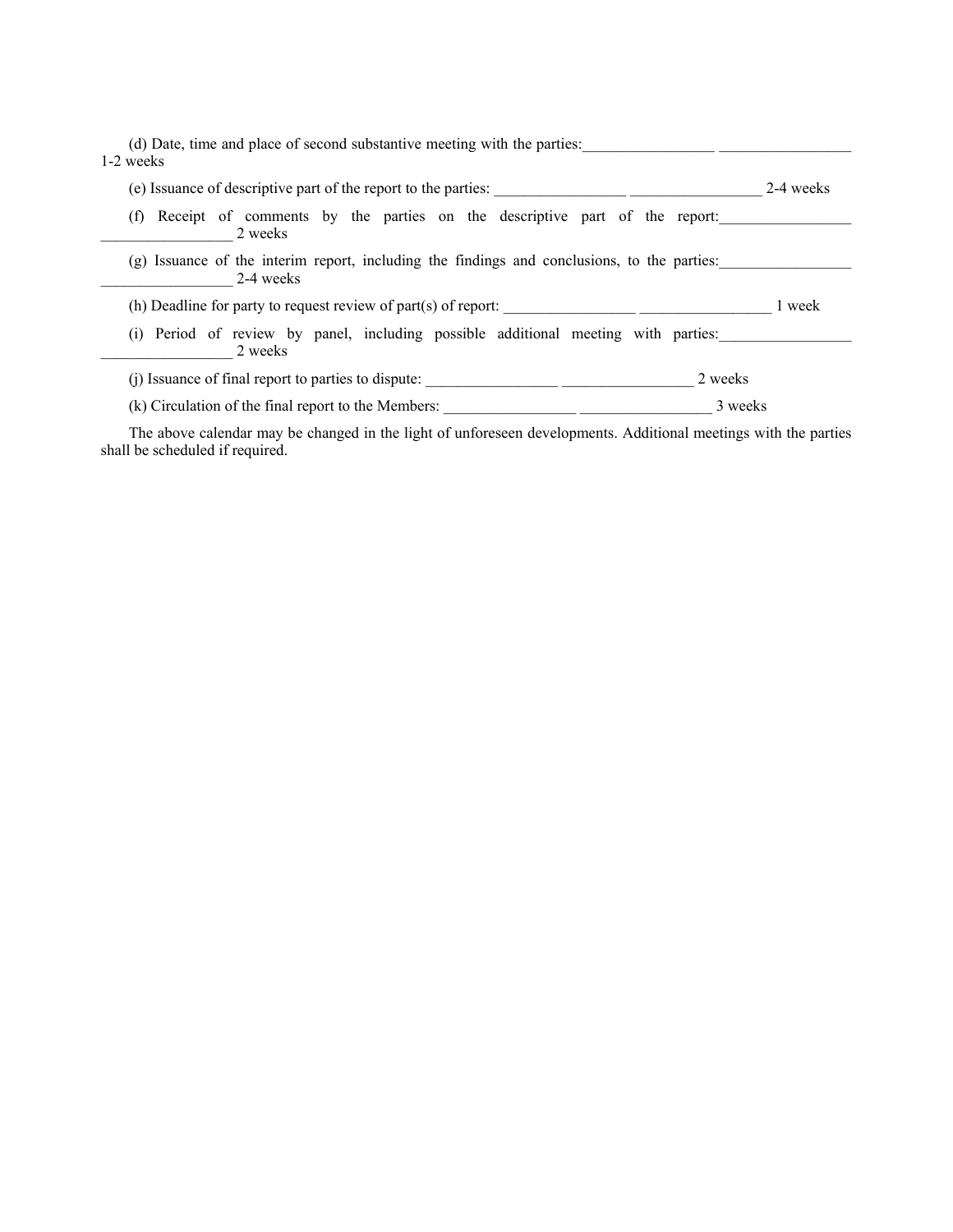(d) Date, time and place of second substantive meeting with the parties:_________________ _________________ 1-2 weeks

(e) Issuance of descriptive part of the report to the parties: _________________ _________________ 2-4 weeks

(f) Receipt of comments by the parties on the descriptive part of the report:_________________ _________________ 2 weeks

(g) Issuance of the interim report, including the findings and conclusions, to the parties:_________________ _________________ 2-4 weeks

(h) Deadline for party to request review of part(s) of report: _________________ _________________ 1 week

(i) Period of review by panel, including possible additional meeting with parties:_________________ _________________ 2 weeks

(j) Issuance of final report to parties to dispute: _________________ _________________ 2 weeks

(k) Circulation of the final report to the Members: _________________ _________________ 3 weeks

The above calendar may be changed in the light of unforeseen developments. Additional meetings with the parties shall be scheduled if required.